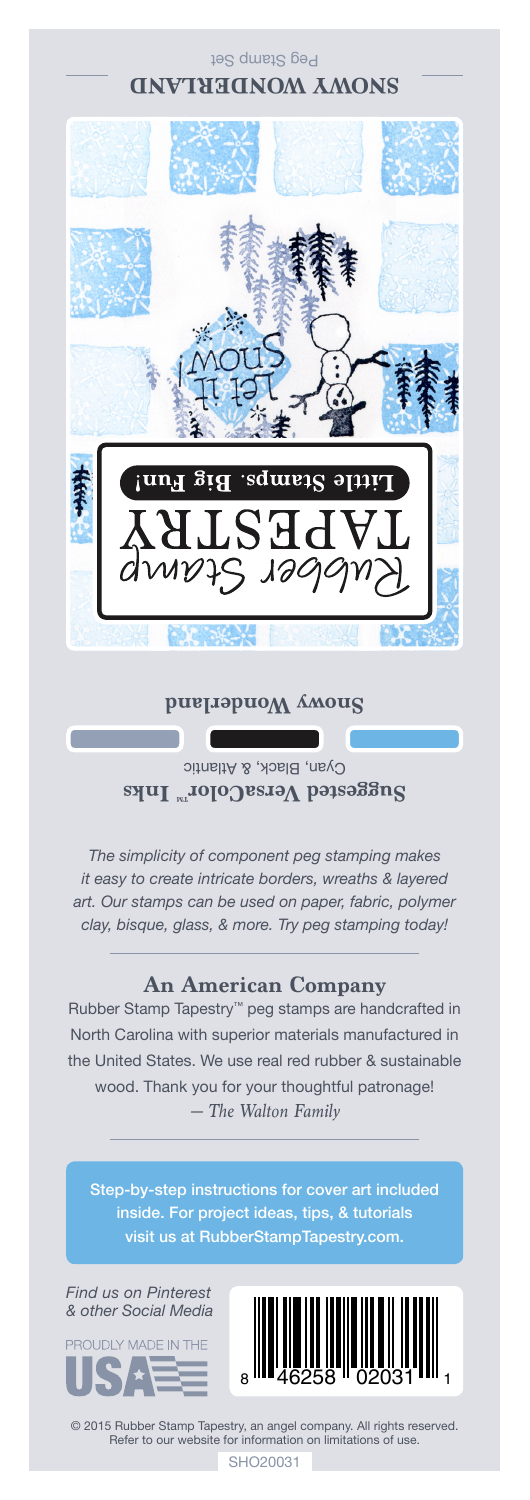**SNOWY WONDERLAND**

Peg Stamp Set

Rubber Stamp

TAPESTRY

**Little Stamps. Big Fun!**

Let it Snow

**Snowy Wonderland**

**Suggested VersaColor™ Inks**

Cyan, Black, & Atlantic

*The simplicity of component peg stamping makes it easy to create intricate borders, wreaths & layered art. Our stamps can be used on paper, fabric, polymer clay, bisque, glass, & more. Try peg stamping today!*

## An American Company

Rubber Stamp Tapestry™ peg stamps are handcrafted in North Carolina with superior materials manufactured in the United States. We use real red rubber & sustainable wood. Thank you for your thoughtful patronage!

*— The Walton Family*

Step-by-step instructions for cover art included inside. For project ideas, tips, & tutorials visit us at RubberStampTapestry.com.

*Find us on Pinterest & other Social Media*

PROUDLY MADE IN THE USA

8 46258 02031 1

© 2015 Rubber Stamp Tapestry, an angel company. All rights reserved. Refer to our website for information on limitations of use.

SHO20031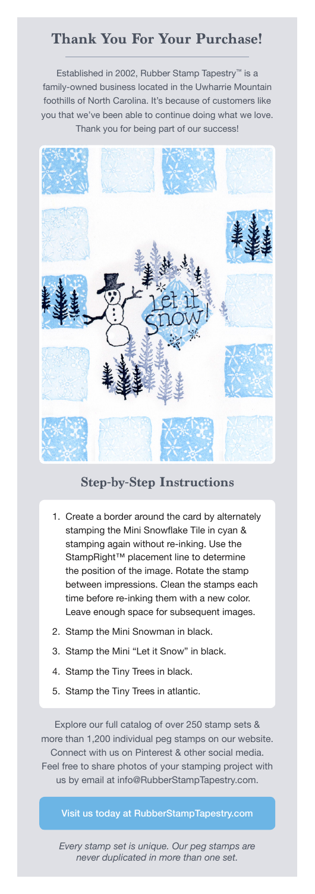## Thank You For Your Purchase!

Established in 2002, Rubber Stamp Tapestry™ is a family-owned business located in the Uwharrie Mountain foothills of North Carolina. It's because of customers like you that we've been able to continue doing what we love. Thank you for being part of our success!

### Step-by-Step Instructions

1. Create a border around the card by alternately stamping the Mini Snowflake Tile in cyan & stamping again without re-inking. Use the StampRight™ placement line to determine the position of the image. Rotate the stamp between impressions. Clean the stamps each time before re-inking them with a new color. Leave enough space for subsequent images.
2. Stamp the Mini Snowman in black.
3. Stamp the Mini "Let it Snow" in black.
4. Stamp the Tiny Trees in black.
5. Stamp the Tiny Trees in atlantic.

Explore our full catalog of over 250 stamp sets & more than 1,200 individual peg stamps on our website. Connect with us on Pinterest & other social media. Feel free to share photos of your stamping project with us by email at info@RubberStampTapestry.com.

Visit us today at RubberStampTapestry.com

*Every stamp set is unique. Our peg stamps are never duplicated in more than one set.*